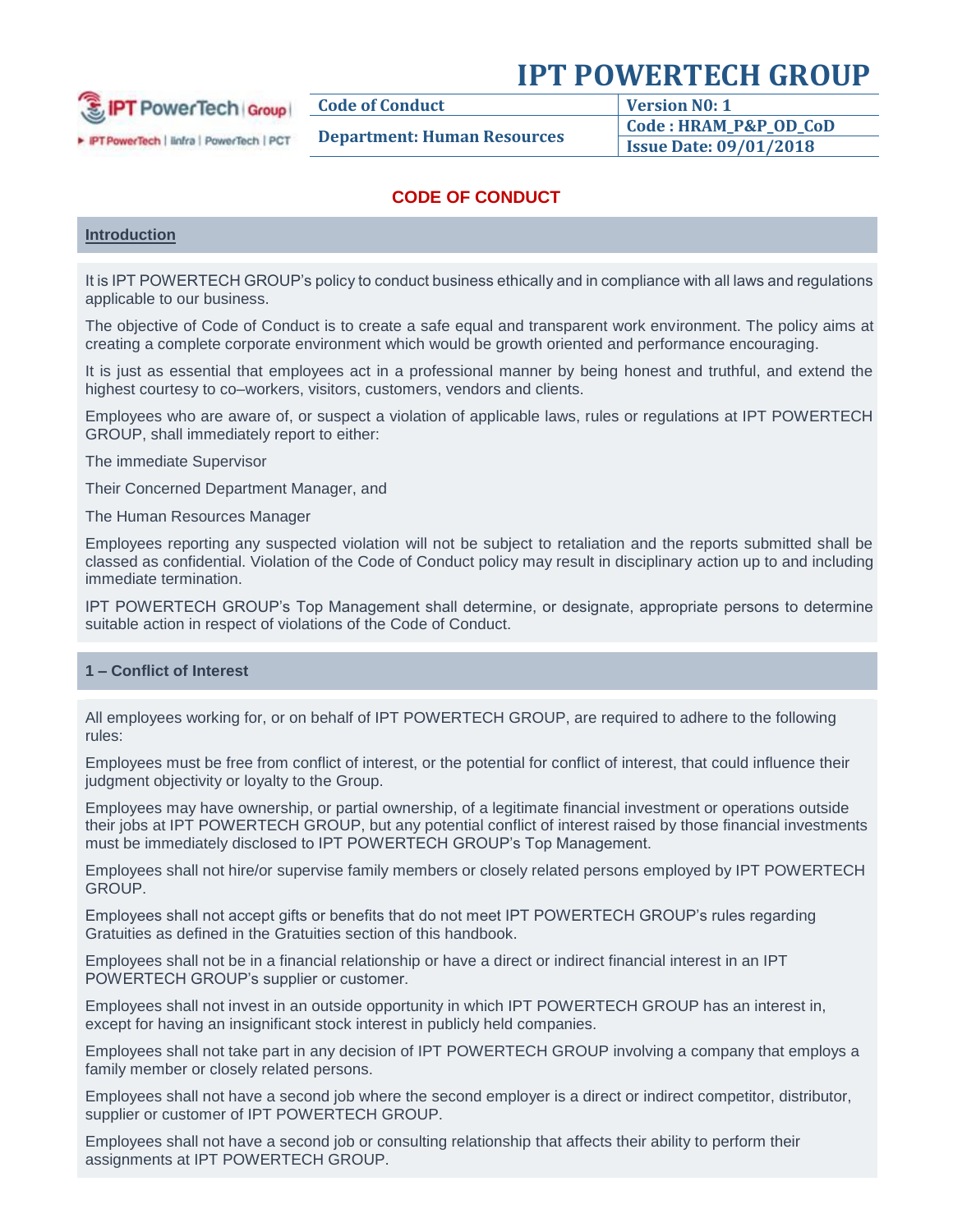# IPT POWERTECH GROUP

| Code of Conduct | Version N0: 1 |
| --- | --- |
| Department: Human Resources | Code : HRAM_P&P_OD_CoD |
| | Issue Date: 09/01/2018 |

## CODE OF CONDUCT

### Introduction

It is IPT POWERTECH GROUP's policy to conduct business ethically and in compliance with all laws and regulations applicable to our business.

The objective of Code of Conduct is to create a safe equal and transparent work environment. The policy aims at creating a complete corporate environment which would be growth oriented and performance encouraging.

It is just as essential that employees act in a professional manner by being honest and truthful, and extend the highest courtesy to co–workers, visitors, customers, vendors and clients.

Employees who are aware of, or suspect a violation of applicable laws, rules or regulations at IPT POWERTECH GROUP, shall immediately report to either:

The immediate Supervisor

Their Concerned Department Manager, and

The Human Resources Manager

Employees reporting any suspected violation will not be subject to retaliation and the reports submitted shall be classed as confidential. Violation of the Code of Conduct policy may result in disciplinary action up to and including immediate termination.

IPT POWERTECH GROUP's Top Management shall determine, or designate, appropriate persons to determine suitable action in respect of violations of the Code of Conduct.

### 1 – Conflict of Interest

All employees working for, or on behalf of IPT POWERTECH GROUP, are required to adhere to the following rules:

Employees must be free from conflict of interest, or the potential for conflict of interest, that could influence their judgment objectivity or loyalty to the Group.

Employees may have ownership, or partial ownership, of a legitimate financial investment or operations outside their jobs at IPT POWERTECH GROUP, but any potential conflict of interest raised by those financial investments must be immediately disclosed to IPT POWERTECH GROUP's Top Management.

Employees shall not hire/or supervise family members or closely related persons employed by IPT POWERTECH GROUP.

Employees shall not accept gifts or benefits that do not meet IPT POWERTECH GROUP's rules regarding Gratuities as defined in the Gratuities section of this handbook.

Employees shall not be in a financial relationship or have a direct or indirect financial interest in an IPT POWERTECH GROUP's supplier or customer.

Employees shall not invest in an outside opportunity in which IPT POWERTECH GROUP has an interest in, except for having an insignificant stock interest in publicly held companies.

Employees shall not take part in any decision of IPT POWERTECH GROUP involving a company that employs a family member or closely related persons.

Employees shall not have a second job where the second employer is a direct or indirect competitor, distributor, supplier or customer of IPT POWERTECH GROUP.

Employees shall not have a second job or consulting relationship that affects their ability to perform their assignments at IPT POWERTECH GROUP.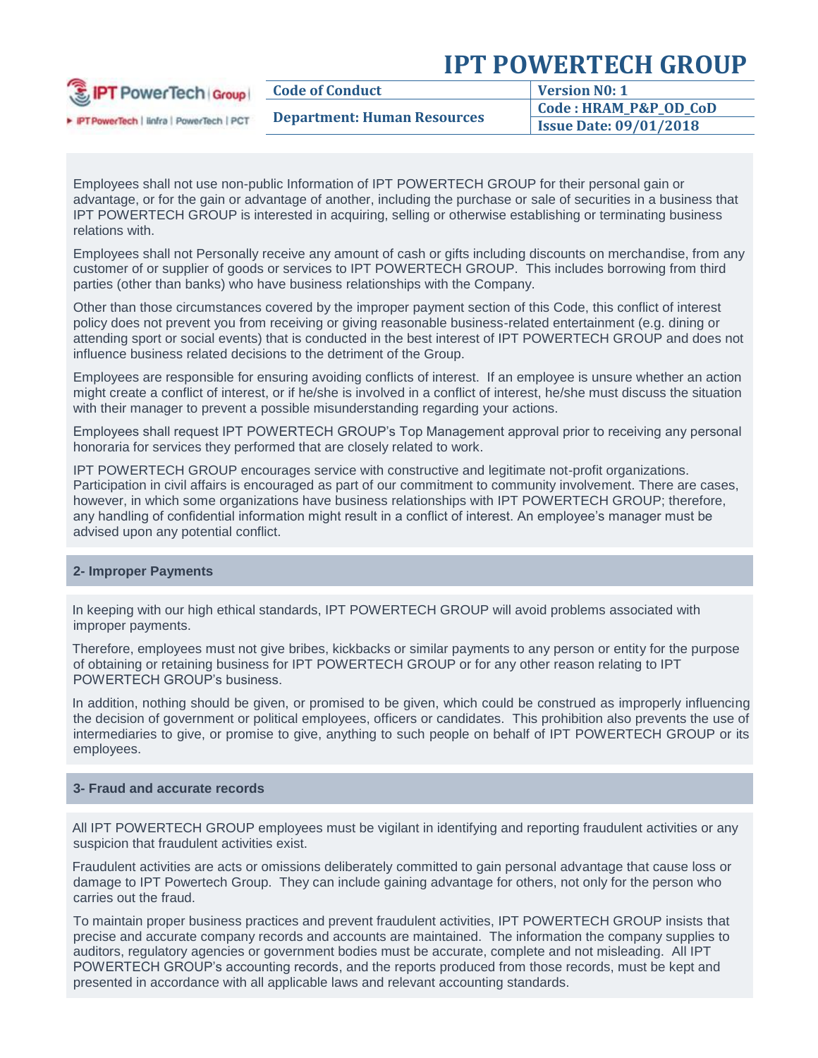Employees shall not use non-public Information of IPT POWERTECH GROUP for their personal gain or advantage, or for the gain or advantage of another, including the purchase or sale of securities in a business that IPT POWERTECH GROUP is interested in acquiring, selling or otherwise establishing or terminating business relations with.

Employees shall not Personally receive any amount of cash or gifts including discounts on merchandise, from any customer of or supplier of goods or services to IPT POWERTECH GROUP. This includes borrowing from third parties (other than banks) who have business relationships with the Company.

Other than those circumstances covered by the improper payment section of this Code, this conflict of interest policy does not prevent you from receiving or giving reasonable business-related entertainment (e.g. dining or attending sport or social events) that is conducted in the best interest of IPT POWERTECH GROUP and does not influence business related decisions to the detriment of the Group.

Employees are responsible for ensuring avoiding conflicts of interest. If an employee is unsure whether an action might create a conflict of interest, or if he/she is involved in a conflict of interest, he/she must discuss the situation with their manager to prevent a possible misunderstanding regarding your actions.

Employees shall request IPT POWERTECH GROUP's Top Management approval prior to receiving any personal honoraria for services they performed that are closely related to work.

IPT POWERTECH GROUP encourages service with constructive and legitimate not-profit organizations. Participation in civil affairs is encouraged as part of our commitment to community involvement. There are cases, however, in which some organizations have business relationships with IPT POWERTECH GROUP; therefore, any handling of confidential information might result in a conflict of interest. An employee's manager must be advised upon any potential conflict.

## 2- Improper Payments

In keeping with our high ethical standards, IPT POWERTECH GROUP will avoid problems associated with improper payments.

Therefore, employees must not give bribes, kickbacks or similar payments to any person or entity for the purpose of obtaining or retaining business for IPT POWERTECH GROUP or for any other reason relating to IPT POWERTECH GROUP's business.

In addition, nothing should be given, or promised to be given, which could be construed as improperly influencing the decision of government or political employees, officers or candidates. This prohibition also prevents the use of intermediaries to give, or promise to give, anything to such people on behalf of IPT POWERTECH GROUP or its employees.

## 3- Fraud and accurate records

All IPT POWERTECH GROUP employees must be vigilant in identifying and reporting fraudulent activities or any suspicion that fraudulent activities exist.

Fraudulent activities are acts or omissions deliberately committed to gain personal advantage that cause loss or damage to IPT Powertech Group. They can include gaining advantage for others, not only for the person who carries out the fraud.

To maintain proper business practices and prevent fraudulent activities, IPT POWERTECH GROUP insists that precise and accurate company records and accounts are maintained. The information the company supplies to auditors, regulatory agencies or government bodies must be accurate, complete and not misleading. All IPT POWERTECH GROUP's accounting records, and the reports produced from those records, must be kept and presented in accordance with all applicable laws and relevant accounting standards.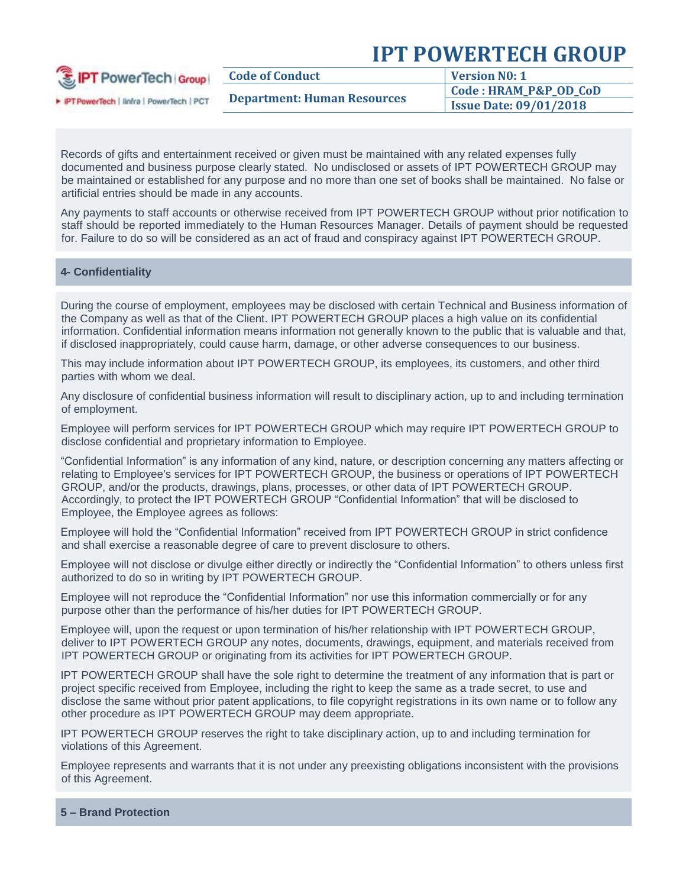Records of gifts and entertainment received or given must be maintained with any related expenses fully documented and business purpose clearly stated. No undisclosed or assets of IPT POWERTECH GROUP may be maintained or established for any purpose and no more than one set of books shall be maintained. No false or artificial entries should be made in any accounts.

Any payments to staff accounts or otherwise received from IPT POWERTECH GROUP without prior notification to staff should be reported immediately to the Human Resources Manager. Details of payment should be requested for. Failure to do so will be considered as an act of fraud and conspiracy against IPT POWERTECH GROUP.

## 4- Confidentiality

During the course of employment, employees may be disclosed with certain Technical and Business information of the Company as well as that of the Client. IPT POWERTECH GROUP places a high value on its confidential information. Confidential information means information not generally known to the public that is valuable and that, if disclosed inappropriately, could cause harm, damage, or other adverse consequences to our business.

This may include information about IPT POWERTECH GROUP, its employees, its customers, and other third parties with whom we deal.

Any disclosure of confidential business information will result to disciplinary action, up to and including termination of employment.

Employee will perform services for IPT POWERTECH GROUP which may require IPT POWERTECH GROUP to disclose confidential and proprietary information to Employee.

"Confidential Information" is any information of any kind, nature, or description concerning any matters affecting or relating to Employee's services for IPT POWERTECH GROUP, the business or operations of IPT POWERTECH GROUP, and/or the products, drawings, plans, processes, or other data of IPT POWERTECH GROUP. Accordingly, to protect the IPT POWERTECH GROUP "Confidential Information" that will be disclosed to Employee, the Employee agrees as follows:

Employee will hold the "Confidential Information" received from IPT POWERTECH GROUP in strict confidence and shall exercise a reasonable degree of care to prevent disclosure to others.

Employee will not disclose or divulge either directly or indirectly the "Confidential Information" to others unless first authorized to do so in writing by IPT POWERTECH GROUP.

Employee will not reproduce the "Confidential Information" nor use this information commercially or for any purpose other than the performance of his/her duties for IPT POWERTECH GROUP.

Employee will, upon the request or upon termination of his/her relationship with IPT POWERTECH GROUP, deliver to IPT POWERTECH GROUP any notes, documents, drawings, equipment, and materials received from IPT POWERTECH GROUP or originating from its activities for IPT POWERTECH GROUP.

IPT POWERTECH GROUP shall have the sole right to determine the treatment of any information that is part or project specific received from Employee, including the right to keep the same as a trade secret, to use and disclose the same without prior patent applications, to file copyright registrations in its own name or to follow any other procedure as IPT POWERTECH GROUP may deem appropriate.

IPT POWERTECH GROUP reserves the right to take disciplinary action, up to and including termination for violations of this Agreement.

Employee represents and warrants that it is not under any preexisting obligations inconsistent with the provisions of this Agreement.

## 5 – Brand Protection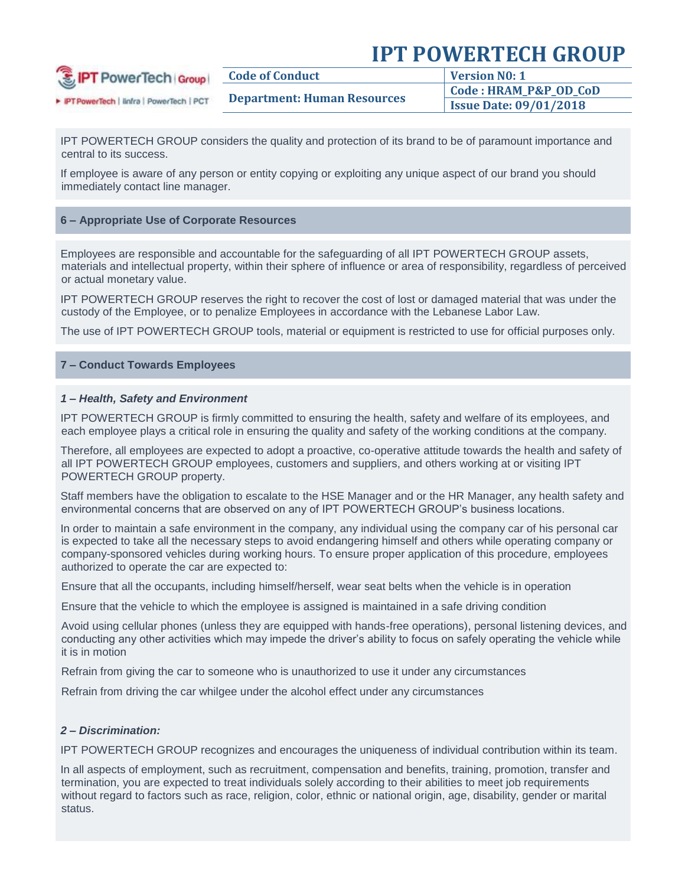IPT POWERTECH GROUP considers the quality and protection of its brand to be of paramount importance and central to its success.

If employee is aware of any person or entity copying or exploiting any unique aspect of our brand you should immediately contact line manager.

## 6 – Appropriate Use of Corporate Resources

Employees are responsible and accountable for the safeguarding of all IPT POWERTECH GROUP assets, materials and intellectual property, within their sphere of influence or area of responsibility, regardless of perceived or actual monetary value.

IPT POWERTECH GROUP reserves the right to recover the cost of lost or damaged material that was under the custody of the Employee, or to penalize Employees in accordance with the Lebanese Labor Law.

The use of IPT POWERTECH GROUP tools, material or equipment is restricted to use for official purposes only.

## 7 – Conduct Towards Employees

### *1 – Health, Safety and Environment*

IPT POWERTECH GROUP is firmly committed to ensuring the health, safety and welfare of its employees, and each employee plays a critical role in ensuring the quality and safety of the working conditions at the company.

Therefore, all employees are expected to adopt a proactive, co-operative attitude towards the health and safety of all IPT POWERTECH GROUP employees, customers and suppliers, and others working at or visiting IPT POWERTECH GROUP property.

Staff members have the obligation to escalate to the HSE Manager and or the HR Manager, any health safety and environmental concerns that are observed on any of IPT POWERTECH GROUP's business locations.

In order to maintain a safe environment in the company, any individual using the company car of his personal car is expected to take all the necessary steps to avoid endangering himself and others while operating company or company-sponsored vehicles during working hours. To ensure proper application of this procedure, employees authorized to operate the car are expected to:

Ensure that all the occupants, including himself/herself, wear seat belts when the vehicle is in operation

Ensure that the vehicle to which the employee is assigned is maintained in a safe driving condition

Avoid using cellular phones (unless they are equipped with hands-free operations), personal listening devices, and conducting any other activities which may impede the driver's ability to focus on safely operating the vehicle while it is in motion

Refrain from giving the car to someone who is unauthorized to use it under any circumstances

Refrain from driving the car whilgee under the alcohol effect under any circumstances

### *2 – Discrimination:*

IPT POWERTECH GROUP recognizes and encourages the uniqueness of individual contribution within its team.

In all aspects of employment, such as recruitment, compensation and benefits, training, promotion, transfer and termination, you are expected to treat individuals solely according to their abilities to meet job requirements without regard to factors such as race, religion, color, ethnic or national origin, age, disability, gender or marital status.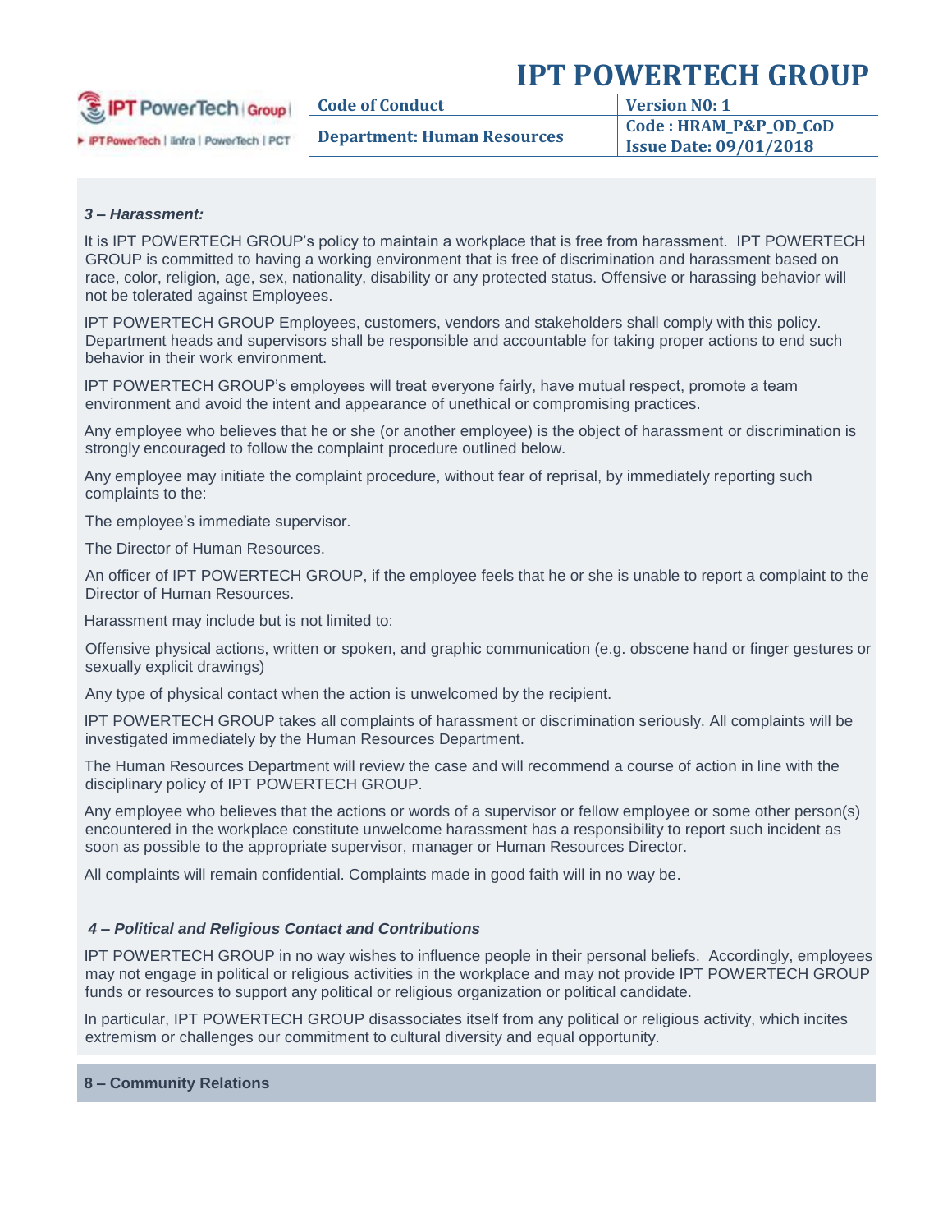### *3 – Harassment:*

It is IPT POWERTECH GROUP's policy to maintain a workplace that is free from harassment. IPT POWERTECH GROUP is committed to having a working environment that is free of discrimination and harassment based on race, color, religion, age, sex, nationality, disability or any protected status. Offensive or harassing behavior will not be tolerated against Employees.

IPT POWERTECH GROUP Employees, customers, vendors and stakeholders shall comply with this policy. Department heads and supervisors shall be responsible and accountable for taking proper actions to end such behavior in their work environment.

IPT POWERTECH GROUP's employees will treat everyone fairly, have mutual respect, promote a team environment and avoid the intent and appearance of unethical or compromising practices.

Any employee who believes that he or she (or another employee) is the object of harassment or discrimination is strongly encouraged to follow the complaint procedure outlined below.

Any employee may initiate the complaint procedure, without fear of reprisal, by immediately reporting such complaints to the:

The employee's immediate supervisor.

The Director of Human Resources.

An officer of IPT POWERTECH GROUP, if the employee feels that he or she is unable to report a complaint to the Director of Human Resources.

Harassment may include but is not limited to:

Offensive physical actions, written or spoken, and graphic communication (e.g. obscene hand or finger gestures or sexually explicit drawings)

Any type of physical contact when the action is unwelcomed by the recipient.

IPT POWERTECH GROUP takes all complaints of harassment or discrimination seriously. All complaints will be investigated immediately by the Human Resources Department.

The Human Resources Department will review the case and will recommend a course of action in line with the disciplinary policy of IPT POWERTECH GROUP.

Any employee who believes that the actions or words of a supervisor or fellow employee or some other person(s) encountered in the workplace constitute unwelcome harassment has a responsibility to report such incident as soon as possible to the appropriate supervisor, manager or Human Resources Director.

All complaints will remain confidential. Complaints made in good faith will in no way be.

### *4 – Political and Religious Contact and Contributions*

IPT POWERTECH GROUP in no way wishes to influence people in their personal beliefs. Accordingly, employees may not engage in political or religious activities in the workplace and may not provide IPT POWERTECH GROUP funds or resources to support any political or religious organization or political candidate.

In particular, IPT POWERTECH GROUP disassociates itself from any political or religious activity, which incites extremism or challenges our commitment to cultural diversity and equal opportunity.

## 8 – Community Relations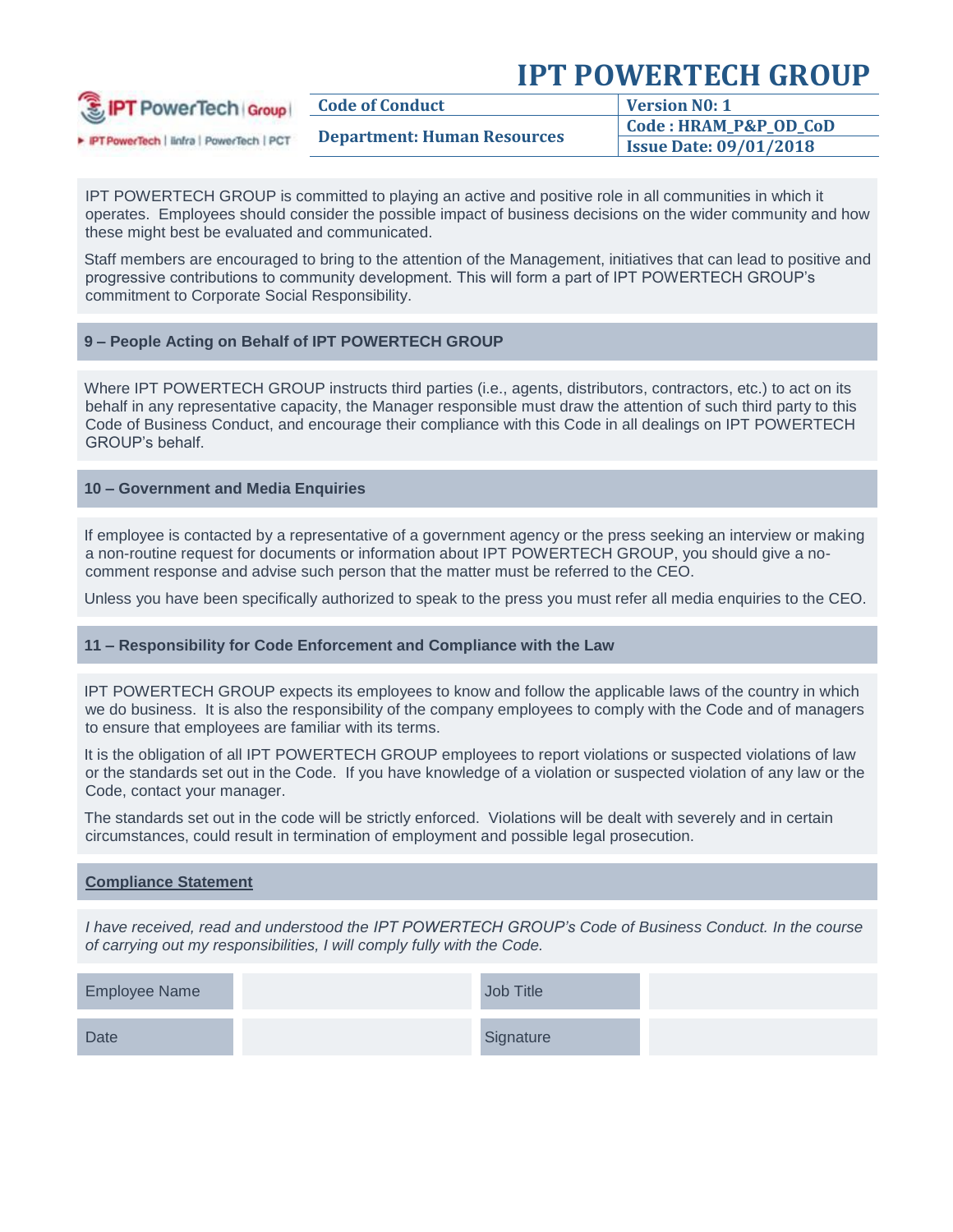IPT POWERTECH GROUP is committed to playing an active and positive role in all communities in which it operates. Employees should consider the possible impact of business decisions on the wider community and how these might best be evaluated and communicated.

Staff members are encouraged to bring to the attention of the Management, initiatives that can lead to positive and progressive contributions to community development. This will form a part of IPT POWERTECH GROUP's commitment to Corporate Social Responsibility.

### 9 – People Acting on Behalf of IPT POWERTECH GROUP

Where IPT POWERTECH GROUP instructs third parties (i.e., agents, distributors, contractors, etc.) to act on its behalf in any representative capacity, the Manager responsible must draw the attention of such third party to this Code of Business Conduct, and encourage their compliance with this Code in all dealings on IPT POWERTECH GROUP's behalf.

### 10 – Government and Media Enquiries

If employee is contacted by a representative of a government agency or the press seeking an interview or making a non-routine request for documents or information about IPT POWERTECH GROUP, you should give a no-comment response and advise such person that the matter must be referred to the CEO.

Unless you have been specifically authorized to speak to the press you must refer all media enquiries to the CEO.

### 11 – Responsibility for Code Enforcement and Compliance with the Law

IPT POWERTECH GROUP expects its employees to know and follow the applicable laws of the country in which we do business. It is also the responsibility of the company employees to comply with the Code and of managers to ensure that employees are familiar with its terms.

It is the obligation of all IPT POWERTECH GROUP employees to report violations or suspected violations of law or the standards set out in the Code. If you have knowledge of a violation or suspected violation of any law or the Code, contact your manager.

The standards set out in the code will be strictly enforced. Violations will be dealt with severely and in certain circumstances, could result in termination of employment and possible legal prosecution.

### Compliance Statement

*I have received, read and understood the IPT POWERTECH GROUP's Code of Business Conduct. In the course of carrying out my responsibilities, I will comply fully with the Code.*

| | | | |
|---|---|---|---|
| Employee Name | | Job Title | |
| Date | | Signature | |